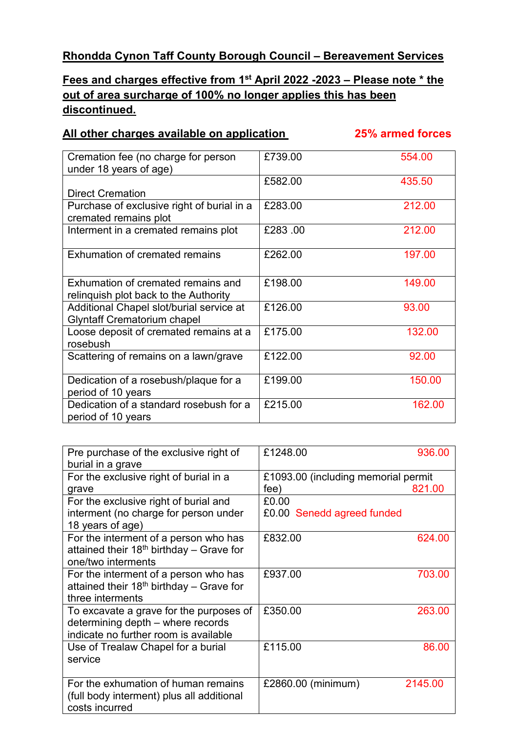**Rhondda Cynon Taff County Borough Council – Bereavement Services**

**Fees and charges effective from 1st April 2022 -2023 – Please note * the out of area surcharge of 100% no longer applies this has been discontinued.**

**All other charges available on application** **25% armed forces**

| Service | Fee | 25% armed forces |
|---|---|---|
| Cremation fee (no charge for person under 18 years of age) | £739.00 | 554.00 |
| Direct Cremation | £582.00 | 435.50 |
| Purchase of exclusive right of burial in a cremated remains plot | £283.00 | 212.00 |
| Interment in a cremated remains plot | £283 .00 | 212.00 |
| Exhumation of cremated remains | £262.00 | 197.00 |
| Exhumation of cremated remains and relinquish plot back to the Authority | £198.00 | 149.00 |
| Additional Chapel slot/burial service at Glyntaff Crematorium chapel | £126.00 | 93.00 |
| Loose deposit of cremated remains at a rosebush | £175.00 | 132.00 |
| Scattering of remains on a lawn/grave | £122.00 | 92.00 |
| Dedication of a rosebush/plaque for a period of 10 years | £199.00 | 150.00 |
| Dedication of a standard rosebush for a period of 10 years | £215.00 | 162.00 |

| Service | Fee | 25% armed forces |
|---|---|---|
| Pre purchase of the exclusive right of burial in a grave | £1248.00 | 936.00 |
| For the exclusive right of burial in a grave | £1093.00 (including memorial permit fee) | 821.00 |
| For the exclusive right of burial and interment (no charge for person under 18 years of age) | £0.00<br>£0.00 | Senedd agreed funded |
| For the interment of a person who has attained their 18th birthday – Grave for one/two interments | £832.00 | 624.00 |
| For the interment of a person who has attained their 18th birthday – Grave for three interments | £937.00 | 703.00 |
| To excavate a grave for the purposes of determining depth – where records indicate no further room is available | £350.00 | 263.00 |
| Use of Trealaw Chapel for a burial service | £115.00 | 86.00 |
| For the exhumation of human remains (full body interment) plus all additional costs incurred | £2860.00 (minimum) | 2145.00 |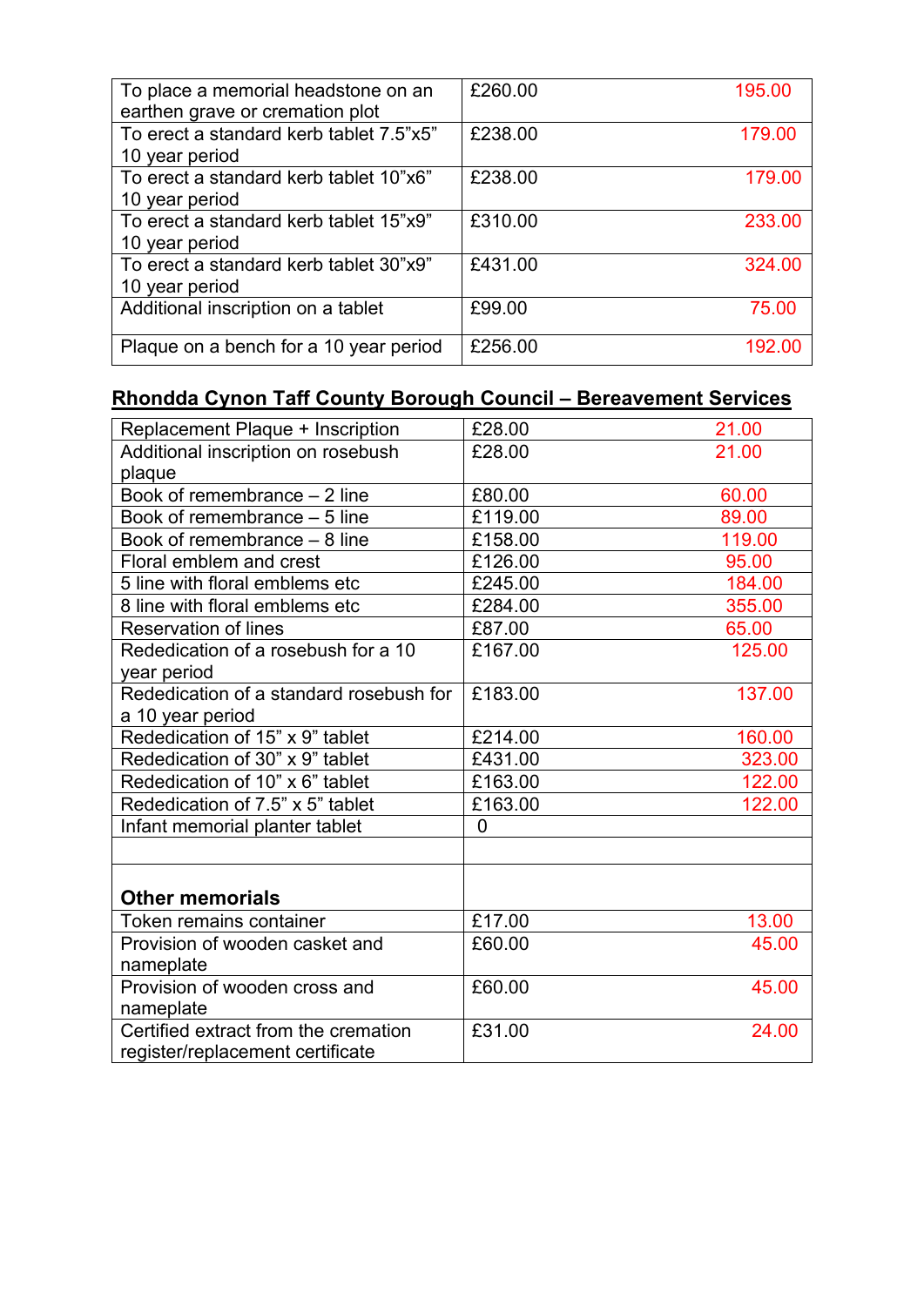| | | |
|---|---|---|
| To place a memorial headstone on an earthen grave or cremation plot | £260.00 | 195.00 |
| To erect a standard kerb tablet 7.5”x5” 10 year period | £238.00 | 179.00 |
| To erect a standard kerb tablet 10”x6” 10 year period | £238.00 | 179.00 |
| To erect a standard kerb tablet 15”x9” 10 year period | £310.00 | 233.00 |
| To erect a standard kerb tablet 30”x9” 10 year period | £431.00 | 324.00 |
| Additional inscription on a tablet | £99.00 | 75.00 |
| Plaque on a bench for a 10 year period | £256.00 | 192.00 |

## Rhondda Cynon Taff County Borough Council – Bereavement Services

| | | |
|---|---|---|
| Replacement Plaque + Inscription | £28.00 | 21.00 |
| Additional inscription on rosebush plaque | £28.00 | 21.00 |
| Book of remembrance – 2 line | £80.00 | 60.00 |
| Book of remembrance – 5 line | £119.00 | 89.00 |
| Book of remembrance – 8 line | £158.00 | 119.00 |
| Floral emblem and crest | £126.00 | 95.00 |
| 5 line with floral emblems etc | £245.00 | 184.00 |
| 8 line with floral emblems etc | £284.00 | 355.00 |
| Reservation of lines | £87.00 | 65.00 |
| Rededication of a rosebush for a 10 year period | £167.00 | 125.00 |
| Rededication of a standard rosebush for a 10 year period | £183.00 | 137.00 |
| Rededication of 15” x 9” tablet | £214.00 | 160.00 |
| Rededication of 30” x 9” tablet | £431.00 | 323.00 |
| Rededication of 10” x 6” tablet | £163.00 | 122.00 |
| Rededication of 7.5” x 5” tablet | £163.00 | 122.00 |
| Infant memorial planter tablet | 0 | |
| | | |
| **Other memorials** | | |
| Token remains container | £17.00 | 13.00 |
| Provision of wooden casket and nameplate | £60.00 | 45.00 |
| Provision of wooden cross and nameplate | £60.00 | 45.00 |
| Certified extract from the cremation register/replacement certificate | £31.00 | 24.00 |